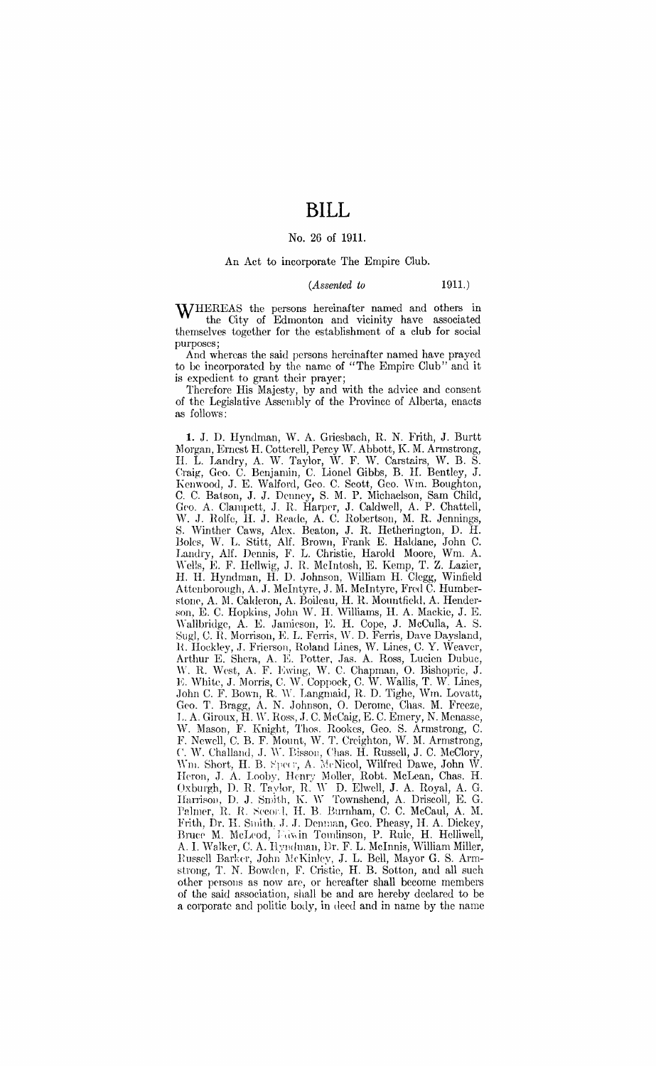# BILL

No. 26 of 1911.

An Act to incorporate The Empire Club.

(*Assented to* 1911.)

WHEREAS the persons hereinafter named and others in the City of Edmonton and vicinity have associated themselves together for the establishment of a club for social purposes;

And whereas the said persons hereinafter named have prayed to be incorporated by the name of "The Empire Club" and it is expedient to grant their prayer;

Therefore His Majesty, by and with the advice and consent of the Legislative Assembly of the Province of Alberta, enacts as follows:

**1.** J. D. Hyndman, W. A. Griesbach, R. N. Frith, J. Burtt Morgan, Ernest H. Cotterell, Percy W. Abbott, K. M. Armstrong, H. L. Landry, A. W. Taylor, W. F. W. Carstairs, W. B. S. Craig, Geo. C. Benjamin, C. Lionel Gibbs, B. H. Bentley, J. Kenwood, J. E. Walford, Geo. C. Scott, Geo. Wm. Boughton, C. C. Batson, J. J. Denney, S. M. P. Michaelson, Sam Child, Geo. A. Clampett, J. R. Harper, J. Caldwell, A. P. Chattell, W. J. Rolfe, H. J. Reade, A. C. Robertson, M. R. Jennings, S. Winther Caws, Alex. Beaton, J. R. Hetherington, D. H. Boles, W. L. Stitt, Alf. Brown, Frank E. Haldane, John C. Landry, Alf. Dennis, F. L. Christie, Harold Moore, Wm. A. Wells, E. F. Hellwig, J. R. McIntosh, E. Kemp, T. Z. Lazier, H. H. Hyndman, H. D. Johnson, William H. Clegg, Winfield Attenborough, A. J. McIntyre, J. M. McIntyre, Fred C. Humberstone, A. M. Calderon, A. Boileau, H. R. Mountfield, A. Henderson, E. C. Hopkins, John W. H. Williams, H. A. Mackie, J. E. Wallbridge, A. E. Jamieson, E. H. Cope, J. McCulla, A. S. Sugl, C. R. Morrison, E. L. Ferris, W. D. Ferris, Dave Daysland, R. Hockley, J. Frierson, Roland Lines, W. Lines, C. Y. Weaver, Arthur E. Shera, A. E. Potter, Jas. A. Ross, Lucien Dubuc, W. R. West, A. F. Ewing, W. C. Chapman, O. Bishopric, J. E. White, J. Morris, C. W. Coppock, C. W. Wallis, T. W. Lines, John C. F. Bown, R. W. Langmaid, R. D. Tighe, Wm. Lovatt, Geo. T. Bragg, A. N. Johnson, O. Derome, Chas. M. Freeze, L. A. Giroux, H. W. Ross, J. C. McCaig, E. C. Emery, N. Menasse, W. Mason, F. Knight, Thos. Rookes, Geo. S. Armstrong, C. F. Newell, C. B. F. Mount, W. T. Creighton, W. M. Armstrong, C. W. Challand, J. W. Bisson, Chas. H. Russell, J. C. McClory, Wm. Short, H. B. Spear, A. McNicol, Wilfred Dawe, John W. Heron, J. A. Looby, Henry Moller, Robt. McLean, Chas. H. Oxburgh, D. R. Taylor, R. W. D. Elwell, J. A. Royal, A. G. Harrison, D. J. Smith, K. W. Townshend, A. Driscoll, E. G. Palmer, R. R. Secord, H. B. Burnham, C. C. McCaul, A. M. Frith, Dr. H. Smith, J. J. Denman, Geo. Pheasy, H. A. Dickey, Bruce M. McLeod, Edwin Tomlinson, P. Rule, H. Helliwell, A. I. Walker, C. A. Hyndman, Dr. F. L. McInnis, William Miller, Russell Barker, John McKinley, J. L. Bell, Mayor G. S. Armstrong, T. N. Bowden, F. Cristie, H. B. Sotton, and all such other persons as now are, or hereafter shall become members of the said association, shall be and are hereby declared to be a corporate and politic body, in deed and in name by the name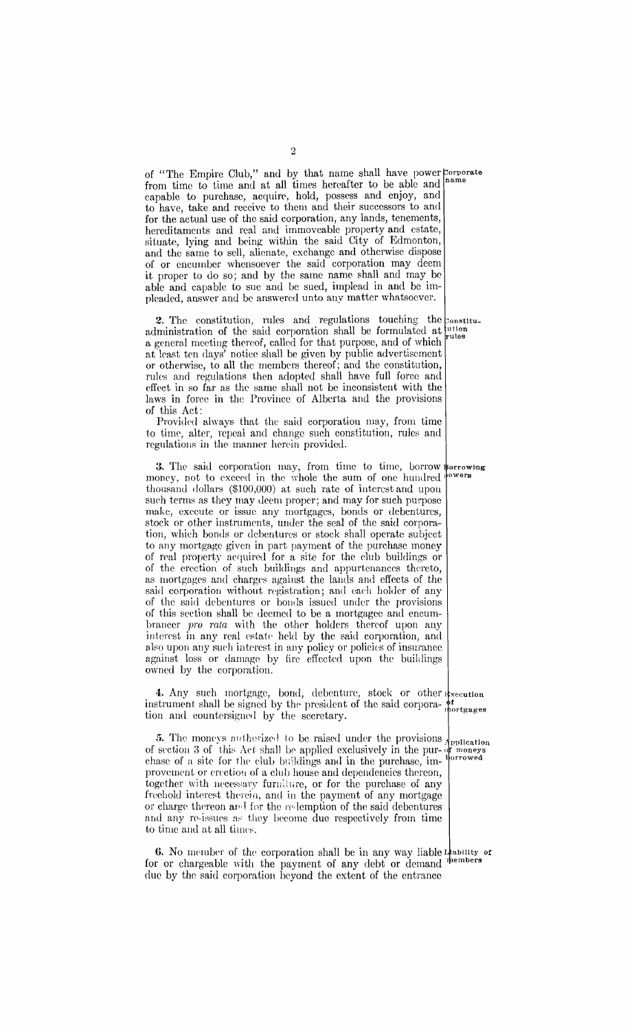of "The Empire Club," and by that name shall have power from time to time and at all times hereafter to be able and capable to purchase, acquire, hold, possess and enjoy, and to have, take and receive to them and their successors to and for the actual use of the said corporation, any lands, tenements, hereditaments and real and immoveable property and estate, situate, lying and being within the said City of Edmonton, and the same to sell, alienate, exchange and otherwise dispose of or encumber whensoever the said corporation may deem it proper to do so; and by the same name shall and may be able and capable to sue and be sued, implead in and be impleaded, answer and be answered unto any matter whatsoever.

*Corporate name*

**2.** The constitution, rules and regulations touching the administration of the said corporation shall be formulated at a general meeting thereof, called for that purpose, and of which at least ten days' notice shall be given by public advertisement or otherwise, to all the members thereof; and the constitution, rules and regulations then adopted shall have full force and effect in so far as the same shall not be inconsistent with the laws in force in the Province of Alberta and the provisions of this Act:

*Constitution rules*

Provided always that the said corporation may, from time to time, alter, repeal and change such constitution, rules and regulations in the manner herein provided.

**3.** The said corporation may, from time to time, borrow money, not to exceed in the whole the sum of one hundred thousand dollars ($100,000) at such rate of interest and upon such terms as they may deem proper; and may for such purpose make, execute or issue any mortgages, bonds or debentures, stock or other instruments, under the seal of the said corporation, which bonds or debentures or stock shall operate subject to any mortgage given in part payment of the purchase money of real property acquired for a site for the club buildings or of the erection of such buildings and appurtenances thereto, as mortgages and charges against the lands and effects of the said corporation without registration; and each holder of any of the said debentures or bonds issued under the provisions of this section shall be deemed to be a mortgagee and encumbrancer *pro rata* with the other holders thereof upon any interest in any real estate held by the said corporation, and also upon any such interest in any policy or policies of insurance against loss or damage by fire effected upon the buildings owned by the corporation.

*Borrowing powers*

**4.** Any such mortgage, bond, debenture, stock or other instrument shall be signed by the president of the said corporation and countersigned by the secretary.

*Execution of mortgages*

**5.** The moneys authorized to be raised under the provisions of section 3 of this Act shall be applied exclusively in the purchase of a site for the club buildings and in the purchase, improvement or erection of a club house and dependencies thereon, together with necessary furniture, or for the purchase of any freehold interest therein, and in the payment of any mortgage or charge thereon and for the redemption of the said debentures and any re-issues as they become due respectively from time to time and at all times.

*Application of moneys borrowed*

**6.** No member of the corporation shall be in any way liable for or chargeable with the payment of any debt or demand due by the said corporation beyond the extent of the entrance

*Liability of members*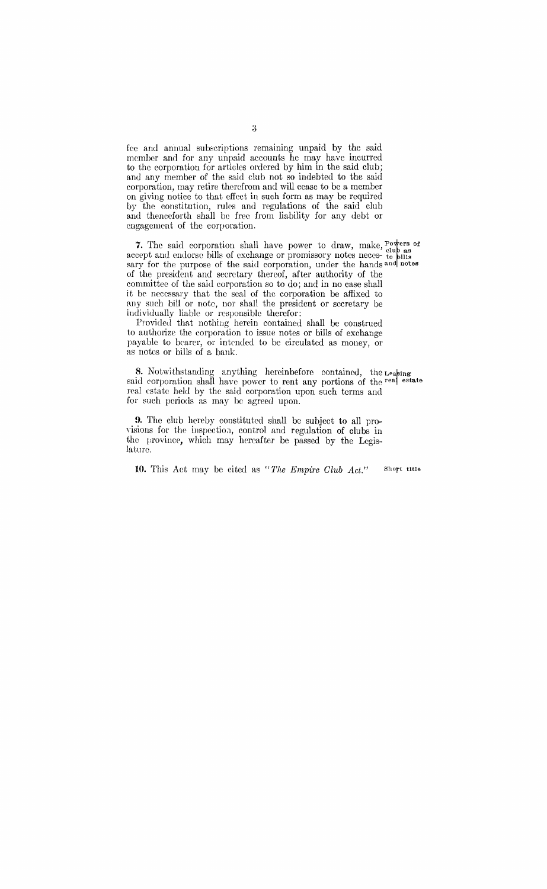fee and annual subscriptions remaining unpaid by the said member and for any unpaid accounts he may have incurred to the corporation for articles ordered by him in the said club; and any member of the said club not so indebted to the said corporation, may retire therefrom and will cease to be a member on giving notice to that effect in such form as may be required by the constitution, rules and regulations of the said club and thenceforth shall be free from liability for any debt or engagement of the corporation.

*Powers of club as to bills and notes*

**7.** The said corporation shall have power to draw, make, accept and endorse bills of exchange or promissory notes necessary for the purpose of the said corporation, under the hands of the president and secretary thereof, after authority of the committee of the said corporation so to do; and in no case shall it be necessary that the seal of the corporation be affixed to any such bill or note, nor shall the president or secretary be individually liable or responsible therefor:

Provided that nothing herein contained shall be construed to authorize the corporation to issue notes or bills of exchange payable to bearer, or intended to be circulated as money, or as notes or bills of a bank.

*Leasing real estate*

**8.** Notwithstanding anything hereinbefore contained, the said corporation shall have power to rent any portions of the real estate held by the said corporation upon such terms and for such periods as may be agreed upon.

**9.** The club hereby constituted shall be subject to all provisions for the inspection, control and regulation of clubs in the province, which may hereafter be passed by the Legislature.

*Short title*

**10.** This Act may be cited as "*The Empire Club Act.*"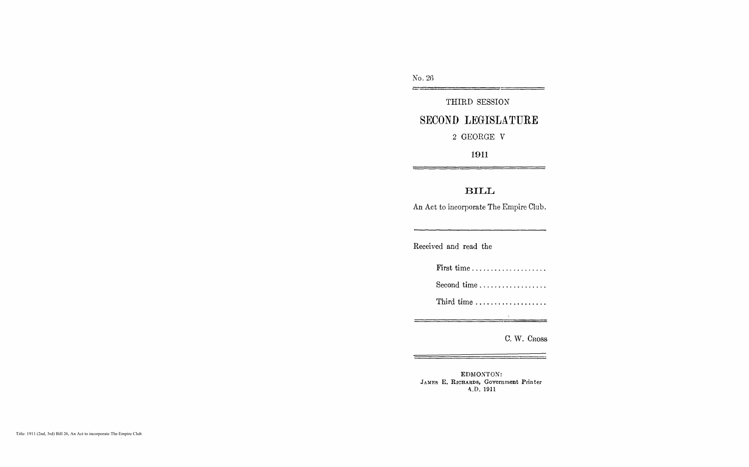No. 26

THIRD SESSION

# SECOND LEGISLATURE

2 GEORGE V

1911

## BILL

An Act to incorporate The Empire Club.

Received and read the

First time....................

Second time..................

Third time...................

C. W. Cross

EDMONTON:
James E. Richards, Government Printer
A.D. 1911

Title: 1911 (2nd, 3rd) Bill 26, An Act to incorporate The Empire Club